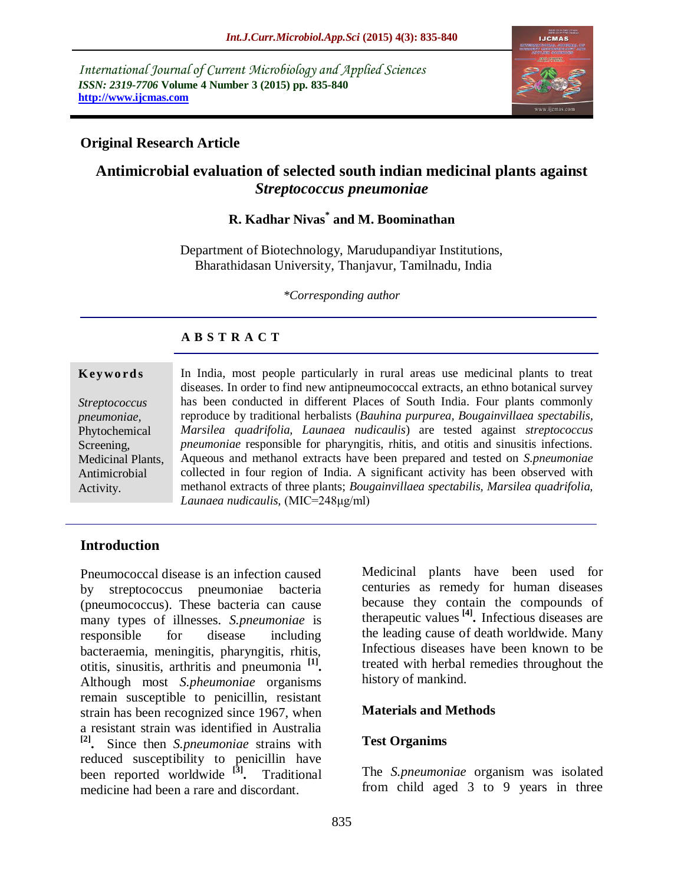International Journal of Current Microbiology and Applied Sciences
*ISSN: 2319-7706* **Volume 4 Number 3 (2015) pp. 835-840**
**http://www.ijcmas.com**

**Original Research Article**

# Antimicrobial evaluation of selected south indian medicinal plants against *Streptococcus pneumoniae*

**R. Kadhar Nivas[*] and M. Boominathan**

Department of Biotechnology, Marudupandiyar Institutions, Bharathidasan University, Thanjavur, Tamilnadu, India

*\*Corresponding author*

## A B S T R A C T

**Keywords**

*Streptococcus pneumoniae*, Phytochemical Screening, Medicinal Plants, Antimicrobial Activity.

In India, most people particularly in rural areas use medicinal plants to treat diseases. In order to find new antipneumococcal extracts, an ethno botanical survey has been conducted in different Places of South India. Four plants commonly reproduce by traditional herbalists (*Bauhina purpurea, Bougainvillaea spectabilis, Marsilea quadrifolia, Launaea nudicaulis*) are tested against *streptococcus pneumoniae* responsible for pharyngitis, rhitis, and otitis and sinusitis infections. Aqueous and methanol extracts have been prepared and tested on *S.pneumoniae* collected in four region of India. A significant activity has been observed with methanol extracts of three plants; *Bougainvillaea spectabilis, Marsilea quadrifolia, Launaea nudicaulis,* (MIC=248µg/ml)

## Introduction

Pneumococcal disease is an infection caused by streptococcus pneumoniae bacteria (pneumococcus). These bacteria can cause many types of illnesses. *S.pneumoniae* is responsible for disease including bacteraemia, meningitis, pharyngitis, rhitis, otitis, sinusitis, arthritis and pneumonia [1]**.** Although most *S.pheumoniae* organisms remain susceptible to penicillin, resistant strain has been recognized since 1967, when a resistant strain was identified in Australia [2]**.** Since then *S.pneumoniae* strains with reduced susceptibility to penicillin have been reported worldwide [3]**.** Traditional medicine had been a rare and discordant.

Medicinal plants have been used for centuries as remedy for human diseases because they contain the compounds of therapeutic values [4]**.** Infectious diseases are the leading cause of death worldwide. Many Infectious diseases have been known to be treated with herbal remedies throughout the history of mankind.

## Materials and Methods

### Test Organims

The *S.pneumoniae* organism was isolated from child aged 3 to 9 years in three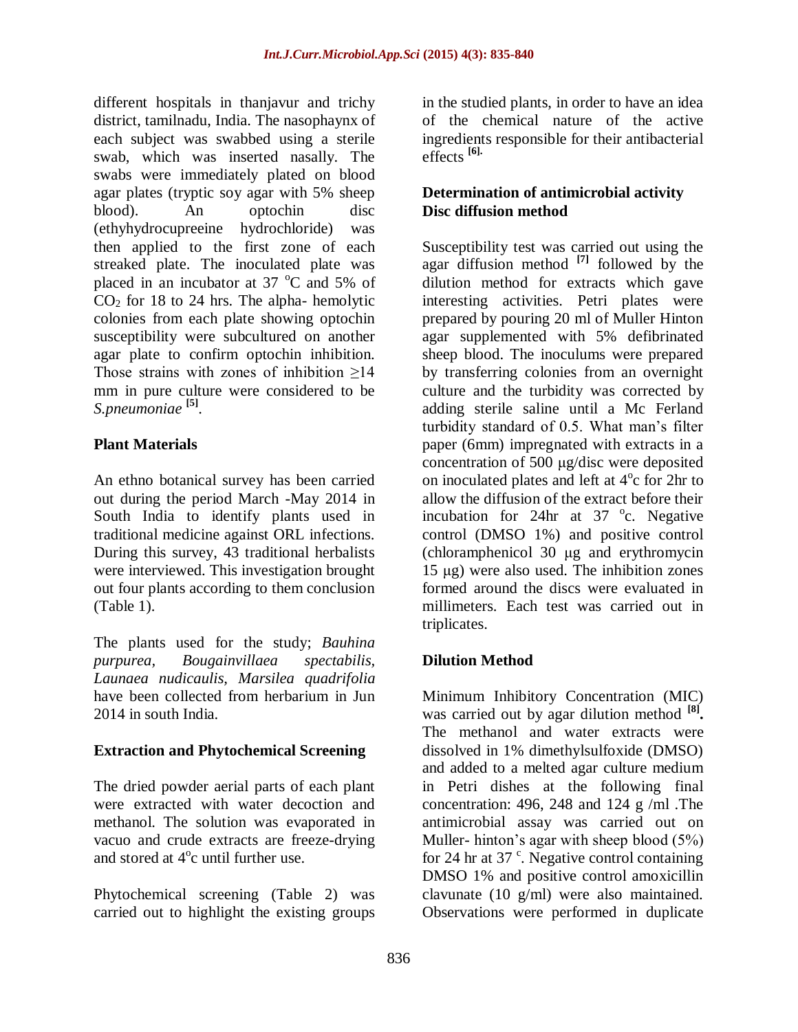different hospitals in thanjavur and trichy district, tamilnadu, India. The nasophaynx of each subject was swabbed using a sterile swab, which was inserted nasally. The swabs were immediately plated on blood agar plates (tryptic soy agar with 5% sheep blood). An optochin disc (ethyhydrocupreeine hydrochloride) was then applied to the first zone of each streaked plate. The inoculated plate was placed in an incubator at 37 °C and 5% of $CO_2$ for 18 to 24 hrs. The alpha- hemolytic colonies from each plate showing optochin susceptibility were subcultured on another agar plate to confirm optochin inhibition. Those strains with zones of inhibition ≥14 mm in pure culture were considered to be *S.pneumoniae* [5].

### Plant Materials

An ethno botanical survey has been carried out during the period March -May 2014 in South India to identify plants used in traditional medicine against ORL infections. During this survey, 43 traditional herbalists were interviewed. This investigation brought out four plants according to them conclusion (Table 1).

The plants used for the study; *Bauhina purpurea*, *Bougainvillaea spectabilis*, *Launaea nudicaulis*, *Marsilea quadrifolia* have been collected from herbarium in Jun 2014 in south India.

### Extraction and Phytochemical Screening

The dried powder aerial parts of each plant were extracted with water decoction and methanol. The solution was evaporated in vacuo and crude extracts are freeze-drying and stored at 4°c until further use.

Phytochemical screening (Table 2) was carried out to highlight the existing groups in the studied plants, in order to have an idea of the chemical nature of the active ingredients responsible for their antibacterial effects [6].

### Determination of antimicrobial activity Disc diffusion method

Susceptibility test was carried out using the agar diffusion method [7] followed by the dilution method for extracts which gave interesting activities. Petri plates were prepared by pouring 20 ml of Muller Hinton agar supplemented with 5% defibrinated sheep blood. The inoculums were prepared by transferring colonies from an overnight culture and the turbidity was corrected by adding sterile saline until a Mc Ferland turbidity standard of 0.5. What man's filter paper (6mm) impregnated with extracts in a concentration of 500 μg/disc were deposited on inoculated plates and left at 4°c for 2hr to allow the diffusion of the extract before their incubation for 24hr at 37 °c. Negative control (DMSO 1%) and positive control (chloramphenicol 30 μg and erythromycin 15 μg) were also used. The inhibition zones formed around the discs were evaluated in millimeters. Each test was carried out in triplicates.

### Dilution Method

Minimum Inhibitory Concentration (MIC) was carried out by agar dilution method [8]. The methanol and water extracts were dissolved in 1% dimethylsulfoxide (DMSO) and added to a melted agar culture medium in Petri dishes at the following final concentration: 496, 248 and 124 g /ml .The antimicrobial assay was carried out on Muller- hinton's agar with sheep blood (5%) for 24 hr at 37 °. Negative control containing DMSO 1% and positive control amoxicillin clavunate (10 g/ml) were also maintained. Observations were performed in duplicate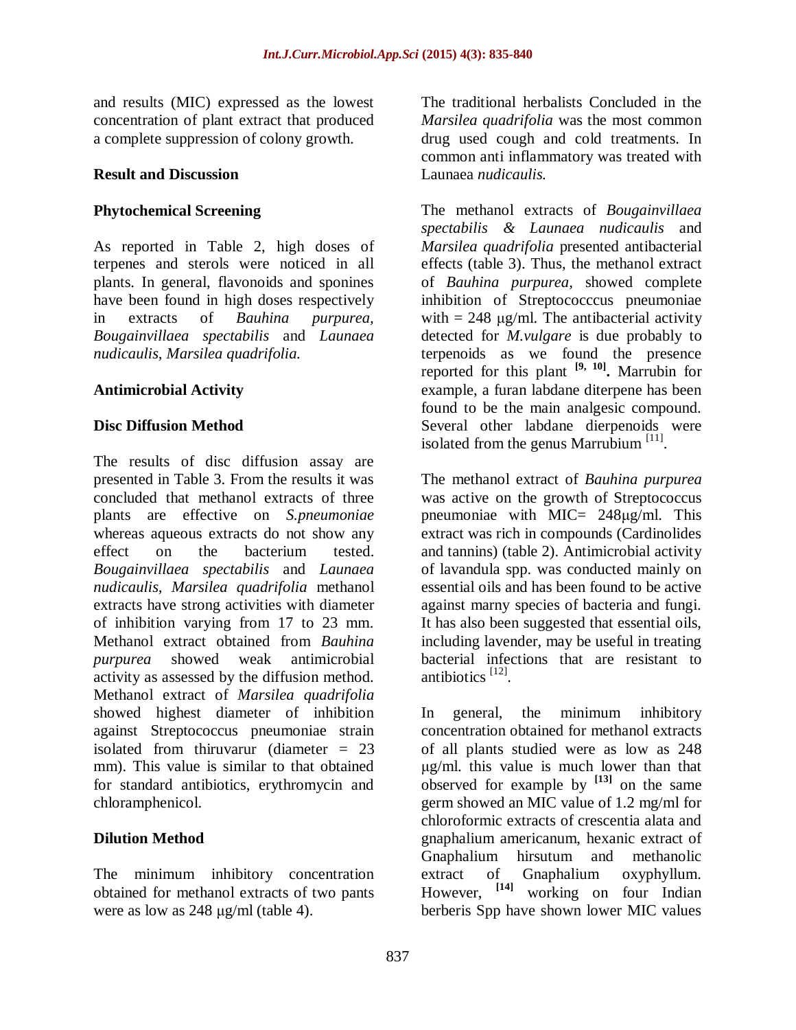and results (MIC) expressed as the lowest concentration of plant extract that produced a complete suppression of colony growth.

## Result and Discussion

### Phytochemical Screening

As reported in Table 2, high doses of terpenes and sterols were noticed in all plants. In general, flavonoids and sponines have been found in high doses respectively in extracts of *Bauhina purpurea, Bougainvillaea spectabilis* and *Launaea nudicaulis, Marsilea quadrifolia.*

### Antimicrobial Activity

### Disc Diffusion Method

The results of disc diffusion assay are presented in Table 3. From the results it was concluded that methanol extracts of three plants are effective on *S.pneumoniae* whereas aqueous extracts do not show any effect on the bacterium tested. *Bougainvillaea spectabilis* and *Launaea nudicaulis, Marsilea quadrifolia* methanol extracts have strong activities with diameter of inhibition varying from 17 to 23 mm. Methanol extract obtained from *Bauhina purpurea* showed weak antimicrobial activity as assessed by the diffusion method. Methanol extract of *Marsilea quadrifolia* showed highest diameter of inhibition against Streptococcus pneumoniae strain isolated from thiruvarur (diameter = 23 mm). This value is similar to that obtained for standard antibiotics, erythromycin and chloramphenicol.

### Dilution Method

The minimum inhibitory concentration obtained for methanol extracts of two pants were as low as 248 μg/ml (table 4).

The traditional herbalists Concluded in the *Marsilea quadrifolia* was the most common drug used cough and cold treatments. In common anti inflammatory was treated with Launaea *nudicaulis.*

The methanol extracts of *Bougainvillaea spectabilis & Launaea nudicaulis* and *Marsilea quadrifolia* presented antibacterial effects (table 3). Thus, the methanol extract of *Bauhina purpurea*, showed complete inhibition of Streptococccus pneumoniae with = 248 μg/ml. The antibacterial activity detected for *M.vulgare* is due probably to terpenoids as we found the presence reported for this plant [9, 10]**.** Marrubin for example, a furan labdane diterpene has been found to be the main analgesic compound. Several other labdane dierpenoids were isolated from the genus Marrubium [11].

The methanol extract of *Bauhina purpurea* was active on the growth of Streptococcus pneumoniae with MIC= 248μg/ml. This extract was rich in compounds (Cardinolides and tannins) (table 2). Antimicrobial activity of lavandula spp. was conducted mainly on essential oils and has been found to be active against marny species of bacteria and fungi. It has also been suggested that essential oils, including lavender, may be useful in treating bacterial infections that are resistant to antibiotics [12].

In general, the minimum inhibitory concentration obtained for methanol extracts of all plants studied were as low as 248 μg/ml. this value is much lower than that observed for example by [13] on the same germ showed an MIC value of 1.2 mg/ml for chloroformic extracts of crescentia alata and gnaphalium americanum, hexanic extract of Gnaphalium hirsutum and methanolic extract of Gnaphalium oxyphyllum. However, [14] working on four Indian berberis Spp have shown lower MIC values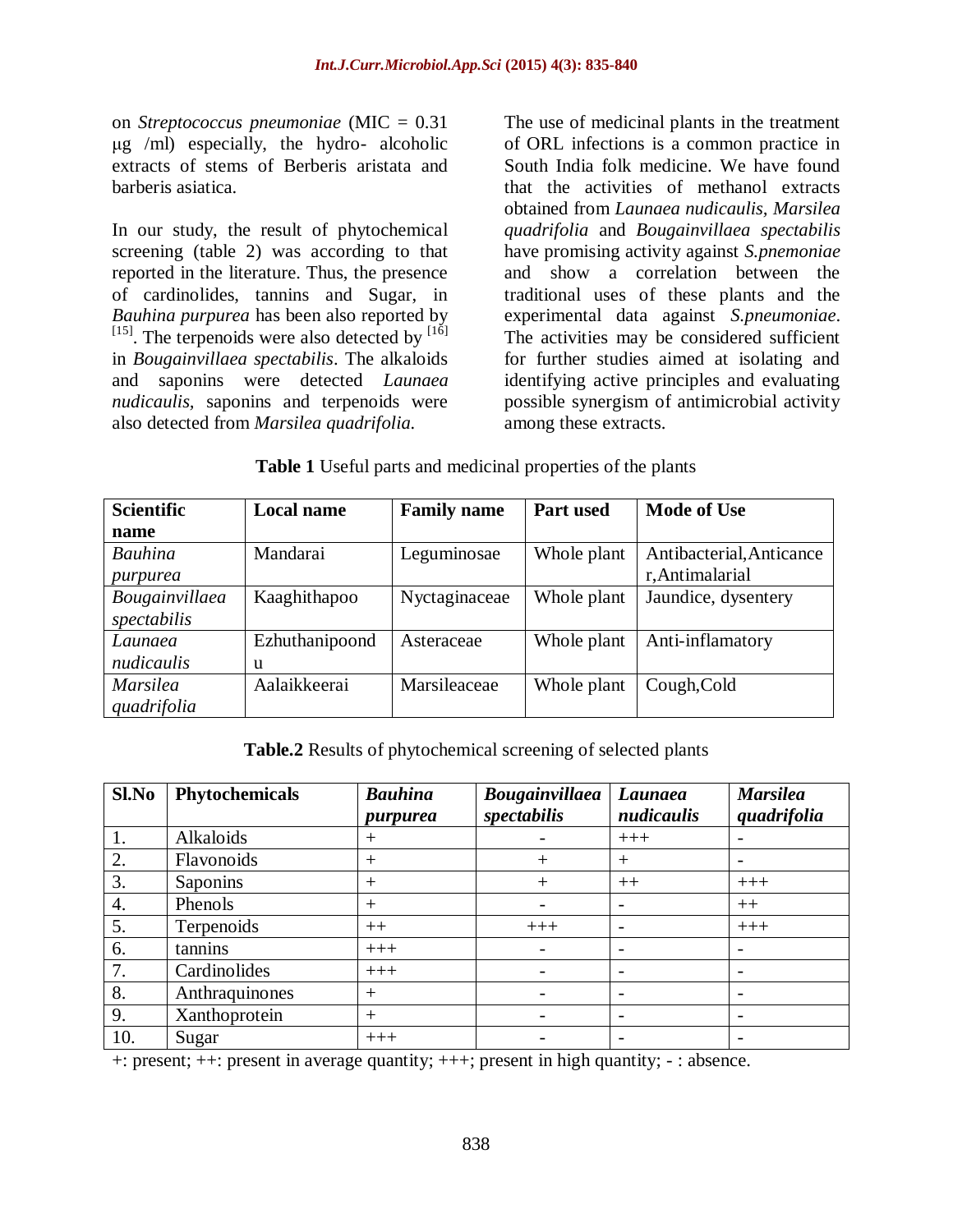on *Streptococcus pneumoniae* (MIC = 0.31 µg /ml) especially, the hydro- alcoholic extracts of stems of Berberis aristata and barberis asiatica.

In our study, the result of phytochemical screening (table 2) was according to that reported in the literature. Thus, the presence of cardinolides, tannins and Sugar, in *Bauhina purpurea* has been also reported by [15]. The terpenoids were also detected by [16] in *Bougainvillaea spectabilis*. The alkaloids and saponins were detected *Launaea nudicaulis*, saponins and terpenoids were also detected from *Marsilea quadrifolia*.

The use of medicinal plants in the treatment of ORL infections is a common practice in South India folk medicine. We have found that the activities of methanol extracts obtained from *Launaea nudicaulis, Marsilea quadrifolia* and *Bougainvillaea spectabilis* have promising activity against *S.pnemoniae* and show a correlation between the traditional uses of these plants and the experimental data against *S.pneumoniae*. The activities may be considered sufficient for further studies aimed at isolating and identifying active principles and evaluating possible synergism of antimicrobial activity among these extracts.

**Table 1** Useful parts and medicinal properties of the plants

| **Scientific name** | **Local name** | **Family name** | **Part used** | **Mode of Use** |
|---|---|---|---|---|
| *Bauhina purpurea* | Mandarai | Leguminosae | Whole plant | Antibacterial,Anticancer,Antimalarial |
| *Bougainvillaea spectabilis* | Kaaghithapoo | Nyctaginaceae | Whole plant | Jaundice, dysentery |
| *Launaea nudicaulis* | Ezhuthanipoondu | Asteraceae | Whole plant | Anti-inflamatory |
| *Marsilea quadrifolia* | Aalaikkeerai | Marsileaceae | Whole plant | Cough,Cold |

**Table.2** Results of phytochemical screening of selected plants

| **Sl.No** | **Phytochemicals** | ***Bauhina purpurea*** | ***Bougainvillaea spectabilis*** | ***Launaea nudicaulis*** | ***Marsilea quadrifolia*** |
|---|---|---|---|---|---|
| 1. | Alkaloids | + | - | +++ | - |
| 2. | Flavonoids | + | + | + | - |
| 3. | Saponins | + | + | ++ | +++ |
| 4. | Phenols | + | - | - | ++ |
| 5. | Terpenoids | ++ | +++ | - | +++ |
| 6. | tannins | +++ | - | - | - |
| 7. | Cardinolides | +++ | - | - | - |
| 8. | Anthraquinones | + | - | - | - |
| 9. | Xanthoprotein | + | - | - | - |
| 10. | Sugar | +++ | - | - | - |

+: present; ++: present in average quantity; +++; present in high quantity; - : absence.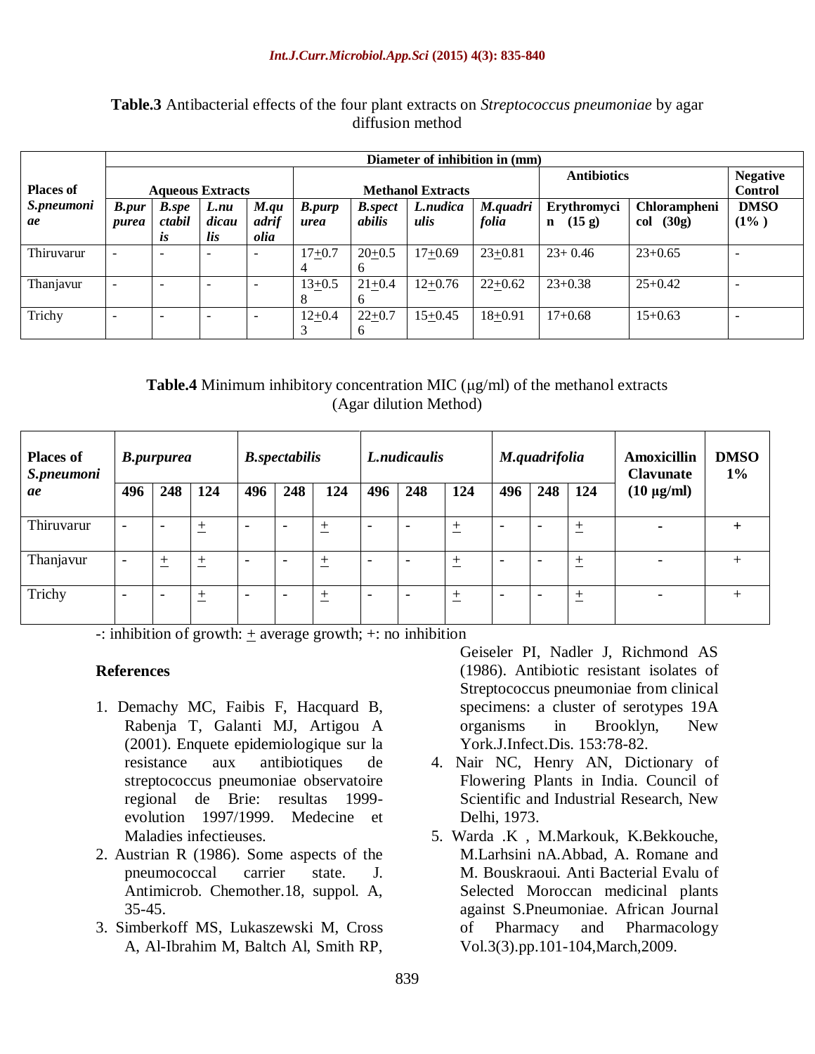**Table.3** Antibacterial effects of the four plant extracts on *Streptococcus pneumoniae* by agar diffusion method

| Places of *S.pneumoniae* | Diameter of inhibition in (mm) | | | | | | | | | | |
|---|---|---|---|---|---|---|---|---|---|---|---|
| | Aqueous Extracts | | | | Methanol Extracts | | | | Antibiotics | | Negative Control |
| | ***B.purpurea*** | ***B.spectabilis*** | ***L.nudicaulis*** | ***M.quadrifolia*** | ***B.purpurea*** | ***B.spectabilis*** | ***L.nudicaulis*** | ***M.quadrifolia*** | **Erythromycin (15 g)** | **Chloramphenicol (30g)** | **DMSO (1% )** |
| Thiruvarur | - | - | - | - | 17±0.74 | 20±0.56 | 17±0.69 | 23±0.81 | 23+ 0.46 | 23+0.65 | - |
| Thanjavur | - | - | - | - | 13±0.58 | 21±0.46 | 12±0.76 | 22±0.62 | 23+0.38 | 25+0.42 | - |
| Trichy | - | - | - | - | 12±0.43 | 22±0.76 | 15±0.45 | 18±0.91 | 17+0.68 | 15+0.63 | - |

**Table.4** Minimum inhibitory concentration MIC (μg/ml) of the methanol extracts (Agar dilution Method)

| Places of *S.pneumoniae* | ***B.purpurea*** | | | ***B.spectabilis*** | | | ***L.nudicaulis*** | | | ***M.quadrifolia*** | | | **Amoxicillin Clavunate (10 μg/ml)** | **DMSO 1%** |
|---|---|---|---|---|---|---|---|---|---|---|---|---|---|---|
| | **496** | **248** | **124** | **496** | **248** | **124** | **496** | **248** | **124** | **496** | **248** | **124** | | |
| Thiruvarur | - | - | ± | - | - | ± | - | - | ± | - | - | ± | - | + |
| Thanjavur | - | ± | ± | - | - | ± | - | - | ± | - | - | ± | - | + |
| Trichy | - | - | ± | - | - | ± | - | - | ± | - | - | ± | - | + |

-: inhibition of growth: ± average growth; +: no inhibition

## References

1. Demachy MC, Faibis F, Hacquard B, Rabenja T, Galanti MJ, Artigou A (2001). Enquete epidemiologique sur la resistance aux antibiotiques de streptococcus pneumoniae observatoire regional de Brie: resultas 1999-evolution 1997/1999. Medecine et Maladies infectieuses.
2. Austrian R (1986). Some aspects of the pneumococcal carrier state. J. Antimicrob. Chemother.18, suppol. A, 35-45.
3. Simberkoff MS, Lukaszewski M, Cross A, Al-Ibrahim M, Baltch Al, Smith RP, Geiseler PI, Nadler J, Richmond AS (1986). Antibiotic resistant isolates of Streptococcus pneumoniae from clinical specimens: a cluster of serotypes 19A organisms in Brooklyn, New York.J.Infect.Dis. 153:78-82.
4. Nair NC, Henry AN, Dictionary of Flowering Plants in India. Council of Scientific and Industrial Research, New Delhi, 1973.
5. Warda .K , M.Markouk, K.Bekkouche, M.Larhsini nA.Abbad, A. Romane and M. Bouskraoui. Anti Bacterial Evalu of Selected Moroccan medicinal plants against S.Pneumoniae. African Journal of Pharmacy and Pharmacology Vol.3(3).pp.101-104,March,2009.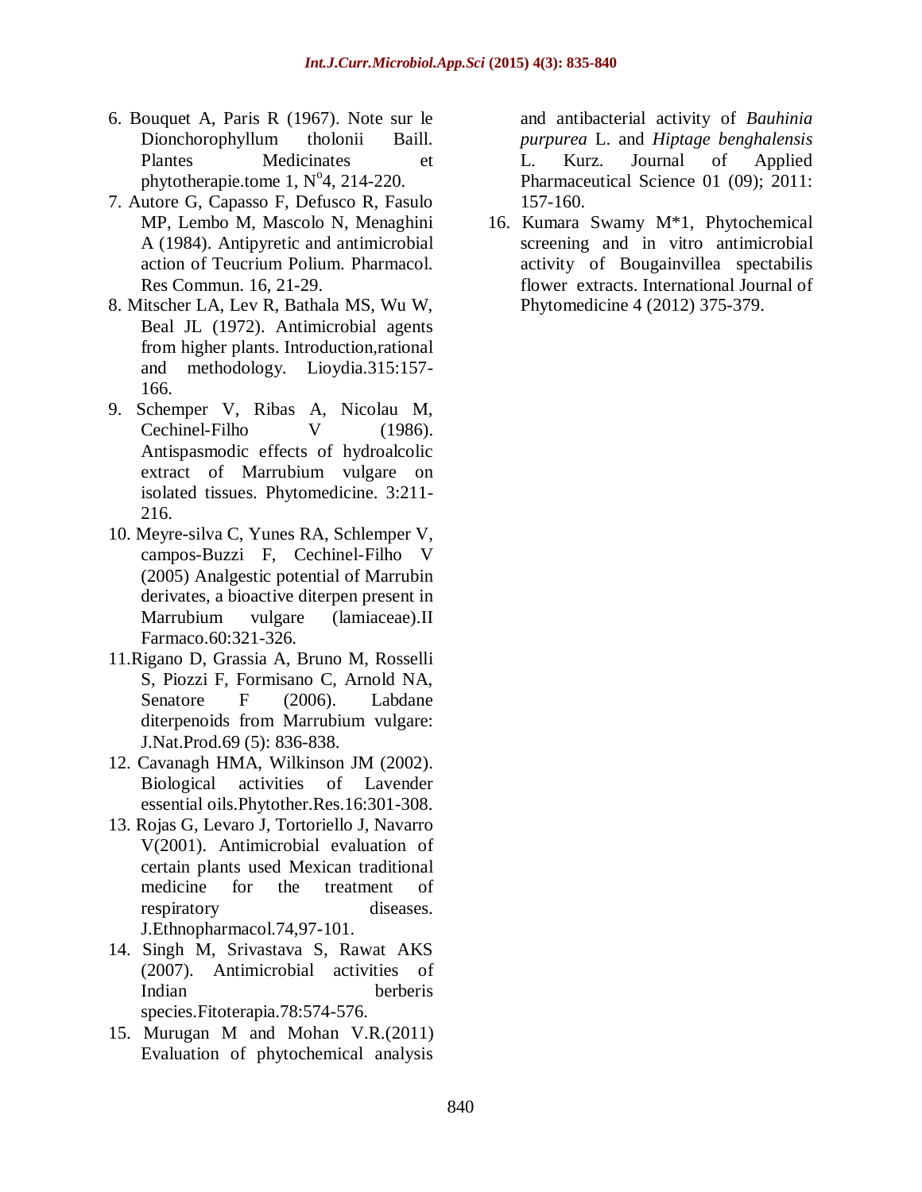6. Bouquet A, Paris R (1967). Note sur le Dionchorophyllum tholonii Baill. Plantes Medicinates et phytotherapie.tome 1, N$^{o}$4, 214-220.
7. Autore G, Capasso F, Defusco R, Fasulo MP, Lembo M, Mascolo N, Menaghini A (1984). Antipyretic and antimicrobial action of Teucrium Polium. Pharmacol. Res Commun. 16, 21-29.
8. Mitscher LA, Lev R, Bathala MS, Wu W, Beal JL (1972). Antimicrobial agents from higher plants. Introduction,rational and methodology. Lioydia.315:157-166.
9. Schemper V, Ribas A, Nicolau M, Cechinel-Filho V (1986). Antispasmodic effects of hydroalcolic extract of Marrubium vulgare on isolated tissues. Phytomedicine. 3:211-216.
10. Meyre-silva C, Yunes RA, Schlemper V, campos-Buzzi F, Cechinel-Filho V (2005) Analgestic potential of Marrubin derivates, a bioactive diterpen present in Marrubium vulgare (lamiaceae).II Farmaco.60:321-326.
11. Rigano D, Grassia A, Bruno M, Rosselli S, Piozzi F, Formisano C, Arnold NA, Senatore F (2006). Labdane diterpenoids from Marrubium vulgare: J.Nat.Prod.69 (5): 836-838.
12. Cavanagh HMA, Wilkinson JM (2002). Biological activities of Lavender essential oils.Phytother.Res.16:301-308.
13. Rojas G, Levaro J, Tortoriello J, Navarro V(2001). Antimicrobial evaluation of certain plants used Mexican traditional medicine for the treatment of respiratory diseases. J.Ethnopharmacol.74,97-101.
14. Singh M, Srivastava S, Rawat AKS (2007). Antimicrobial activities of Indian berberis species.Fitoterapia.78:574-576.
15. Murugan M and Mohan V.R.(2011) Evaluation of phytochemical analysis and antibacterial activity of *Bauhinia purpurea* L. and *Hiptage benghalensis* L. Kurz. Journal of Applied Pharmaceutical Science 01 (09); 2011: 157-160.
16. Kumara Swamy M*1, Phytochemical screening and in vitro antimicrobial activity of Bougainvillea spectabilis flower extracts. International Journal of Phytomedicine 4 (2012) 375-379.